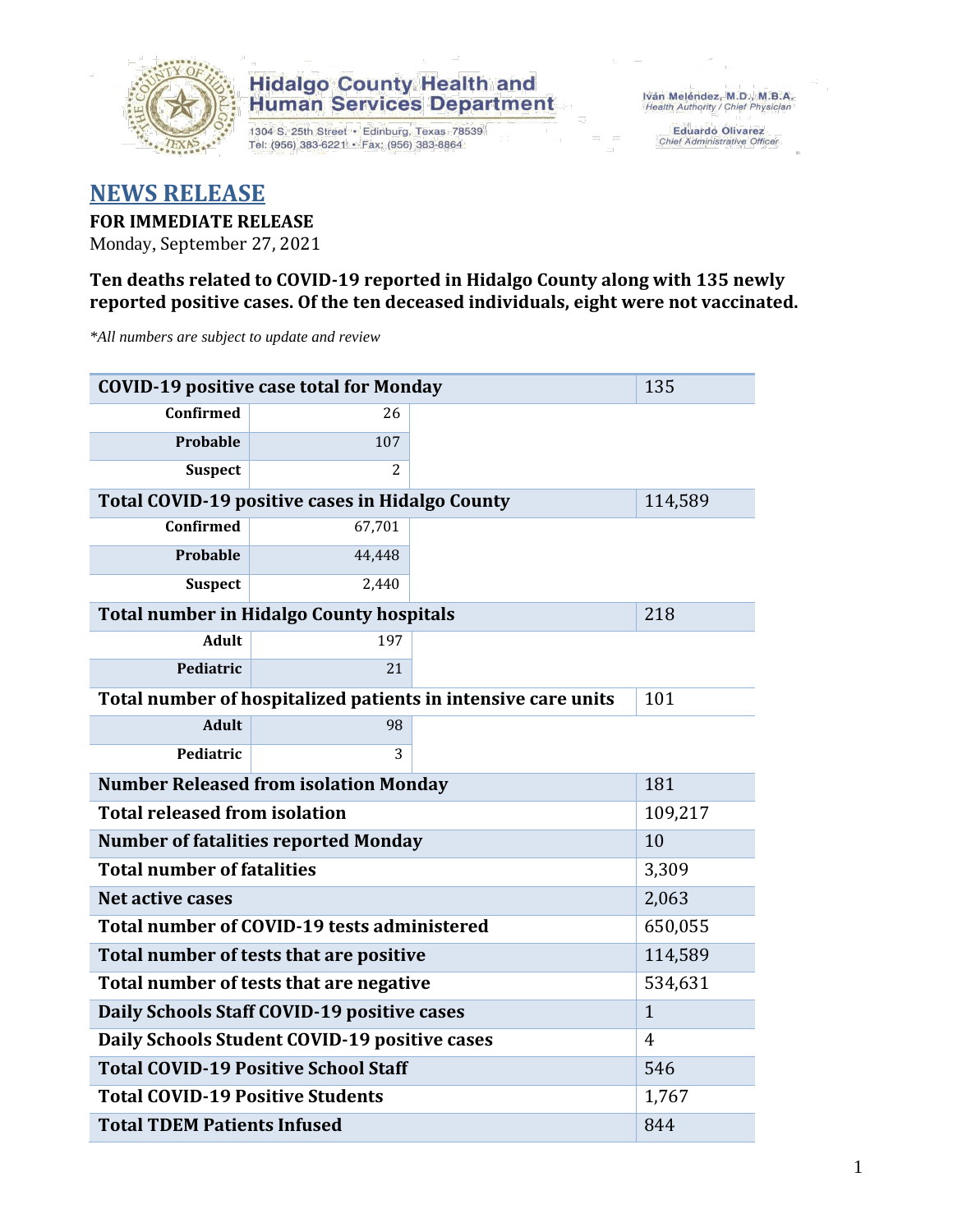**Hidalgo County Health and Human Services Department**

1304 S. 25th Street • Edinburg, Texas 78539
Tel: (956) 383-6221 • Fax: (956) 383-8864

Iván Meléndez, M.D., M.B.A.
Health Authority / Chief Physician

Eduardo Olivarez
Chief Administrative Officer

# NEWS RELEASE

**FOR IMMEDIATE RELEASE**
Monday, September 27, 2021

**Ten deaths related to COVID-19 reported in Hidalgo County along with 135 newly reported positive cases. Of the ten deceased individuals, eight were not vaccinated.**

*\*All numbers are subject to update and review*

| COVID-19 positive case total for Monday | | 135 |
|---|---|---|
| Confirmed | 26 | |
| Probable | 107 | |
| Suspect | 2 | |
| **Total COVID-19 positive cases in Hidalgo County** | | 114,589 |
| Confirmed | 67,701 | |
| Probable | 44,448 | |
| Suspect | 2,440 | |
| **Total number in Hidalgo County hospitals** | | 218 |
| Adult | 197 | |
| Pediatric | 21 | |
| **Total number of hospitalized patients in intensive care units** | | 101 |
| Adult | 98 | |
| Pediatric | 3 | |
| **Number Released from isolation Monday** | | 181 |
| **Total released from isolation** | | 109,217 |
| **Number of fatalities reported Monday** | | 10 |
| **Total number of fatalities** | | 3,309 |
| **Net active cases** | | 2,063 |
| **Total number of COVID-19 tests administered** | | 650,055 |
| **Total number of tests that are positive** | | 114,589 |
| **Total number of tests that are negative** | | 534,631 |
| **Daily Schools Staff COVID-19 positive cases** | | 1 |
| **Daily Schools Student COVID-19 positive cases** | | 4 |
| **Total COVID-19 Positive School Staff** | | 546 |
| **Total COVID-19 Positive Students** | | 1,767 |
| **Total TDEM Patients Infused** | | 844 |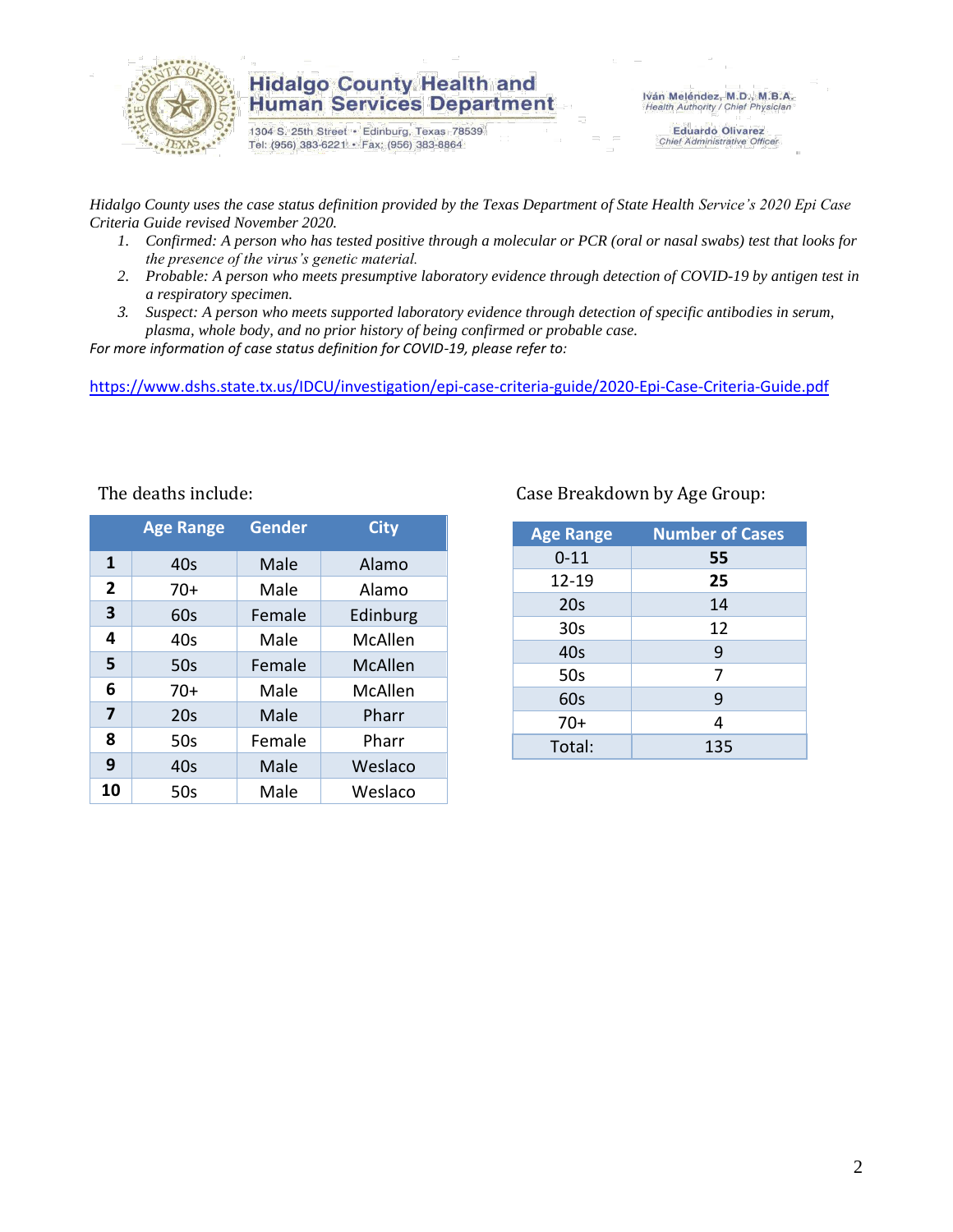**Hidalgo County Health and Human Services Department**

1304 S. 25th Street • Edinburg, Texas 78539
Tel: (956) 383-6221 • Fax: (956) 383-8864

Iván Meléndez, M.D., M.B.A.
*Health Authority / Chief Physician*

Eduardo Olivarez
*Chief Administrative Officer*

*Hidalgo County uses the case status definition provided by the Texas Department of State Health Service's 2020 Epi Case Criteria Guide revised November 2020.*

1. *Confirmed: A person who has tested positive through a molecular or PCR (oral or nasal swabs) test that looks for the presence of the virus's genetic material.*
2. *Probable: A person who meets presumptive laboratory evidence through detection of COVID-19 by antigen test in a respiratory specimen.*
3. *Suspect: A person who meets supported laboratory evidence through detection of specific antibodies in serum, plasma, whole body, and no prior history of being confirmed or probable case.*

*For more information of case status definition for COVID-19, please refer to:*

https://www.dshs.state.tx.us/IDCU/investigation/epi-case-criteria-guide/2020-Epi-Case-Criteria-Guide.pdf

The deaths include:

| | Age Range | Gender | City |
|---|---|---|---|
| **1** | 40s | Male | Alamo |
| **2** | 70+ | Male | Alamo |
| **3** | 60s | Female | Edinburg |
| **4** | 40s | Male | McAllen |
| **5** | 50s | Female | McAllen |
| **6** | 70+ | Male | McAllen |
| **7** | 20s | Male | Pharr |
| **8** | 50s | Female | Pharr |
| **9** | 40s | Male | Weslaco |
| **10** | 50s | Male | Weslaco |

Case Breakdown by Age Group:

| Age Range | Number of Cases |
|---|---|
| 0-11 | **55** |
| 12-19 | **25** |
| 20s | 14 |
| 30s | 12 |
| 40s | 9 |
| 50s | 7 |
| 60s | 9 |
| 70+ | 4 |
| Total: | 135 |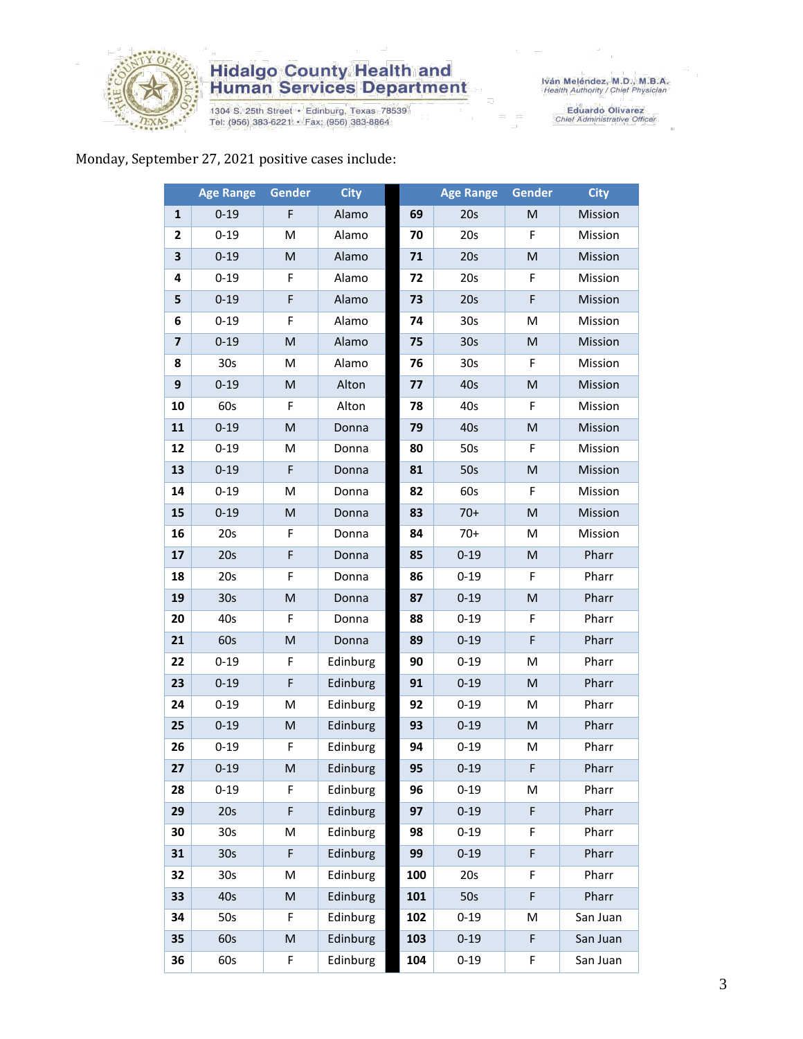Monday, September 27, 2021 positive cases include:

| | Age Range | Gender | City | | Age Range | Gender | City |
|---|---|---|---|---|---|---|---|
| 1 | 0-19 | F | Alamo | 69 | 20s | M | Mission |
| 2 | 0-19 | M | Alamo | 70 | 20s | F | Mission |
| 3 | 0-19 | M | Alamo | 71 | 20s | M | Mission |
| 4 | 0-19 | F | Alamo | 72 | 20s | F | Mission |
| 5 | 0-19 | F | Alamo | 73 | 20s | F | Mission |
| 6 | 0-19 | F | Alamo | 74 | 30s | M | Mission |
| 7 | 0-19 | M | Alamo | 75 | 30s | M | Mission |
| 8 | 30s | M | Alamo | 76 | 30s | F | Mission |
| 9 | 0-19 | M | Alton | 77 | 40s | M | Mission |
| 10 | 60s | F | Alton | 78 | 40s | F | Mission |
| 11 | 0-19 | M | Donna | 79 | 40s | M | Mission |
| 12 | 0-19 | M | Donna | 80 | 50s | F | Mission |
| 13 | 0-19 | F | Donna | 81 | 50s | M | Mission |
| 14 | 0-19 | M | Donna | 82 | 60s | F | Mission |
| 15 | 0-19 | M | Donna | 83 | 70+ | M | Mission |
| 16 | 20s | F | Donna | 84 | 70+ | M | Mission |
| 17 | 20s | F | Donna | 85 | 0-19 | M | Pharr |
| 18 | 20s | F | Donna | 86 | 0-19 | F | Pharr |
| 19 | 30s | M | Donna | 87 | 0-19 | M | Pharr |
| 20 | 40s | F | Donna | 88 | 0-19 | F | Pharr |
| 21 | 60s | M | Donna | 89 | 0-19 | F | Pharr |
| 22 | 0-19 | F | Edinburg | 90 | 0-19 | M | Pharr |
| 23 | 0-19 | F | Edinburg | 91 | 0-19 | M | Pharr |
| 24 | 0-19 | M | Edinburg | 92 | 0-19 | M | Pharr |
| 25 | 0-19 | M | Edinburg | 93 | 0-19 | M | Pharr |
| 26 | 0-19 | F | Edinburg | 94 | 0-19 | M | Pharr |
| 27 | 0-19 | M | Edinburg | 95 | 0-19 | F | Pharr |
| 28 | 0-19 | F | Edinburg | 96 | 0-19 | M | Pharr |
| 29 | 20s | F | Edinburg | 97 | 0-19 | F | Pharr |
| 30 | 30s | M | Edinburg | 98 | 0-19 | F | Pharr |
| 31 | 30s | F | Edinburg | 99 | 0-19 | F | Pharr |
| 32 | 30s | M | Edinburg | 100 | 20s | F | Pharr |
| 33 | 40s | M | Edinburg | 101 | 50s | F | Pharr |
| 34 | 50s | F | Edinburg | 102 | 0-19 | M | San Juan |
| 35 | 60s | M | Edinburg | 103 | 0-19 | F | San Juan |
| 36 | 60s | F | Edinburg | 104 | 0-19 | F | San Juan |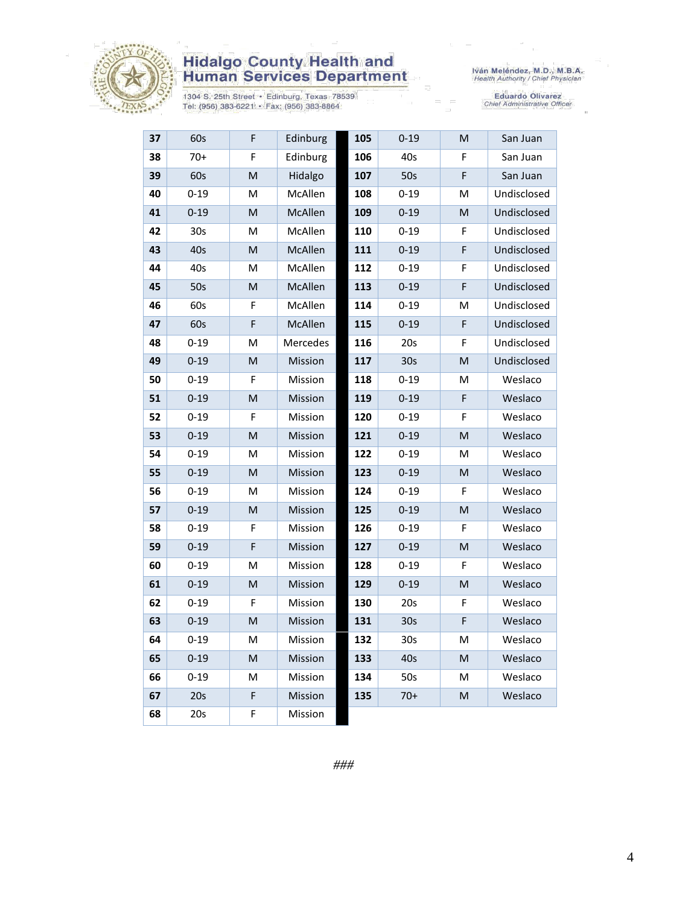# Hidalgo County Health and Human Services Department

1304 S. 25th Street • Edinburg, Texas 78539
Tel: (956) 383-6221 • Fax: (956) 383-8864

Iván Meléndez, M.D., M.B.A.
*Health Authority / Chief Physician*

Eduardo Olivarez
*Chief Administrative Officer*

| | | | | | | | |
|---|---|---|---|---|---|---|---|
| **37** | 60s | F | Edinburg | **105** | 0-19 | M | San Juan |
| **38** | 70+ | F | Edinburg | **106** | 40s | F | San Juan |
| **39** | 60s | M | Hidalgo | **107** | 50s | F | San Juan |
| **40** | 0-19 | M | McAllen | **108** | 0-19 | M | Undisclosed |
| **41** | 0-19 | M | McAllen | **109** | 0-19 | M | Undisclosed |
| **42** | 30s | M | McAllen | **110** | 0-19 | F | Undisclosed |
| **43** | 40s | M | McAllen | **111** | 0-19 | F | Undisclosed |
| **44** | 40s | M | McAllen | **112** | 0-19 | F | Undisclosed |
| **45** | 50s | M | McAllen | **113** | 0-19 | F | Undisclosed |
| **46** | 60s | F | McAllen | **114** | 0-19 | M | Undisclosed |
| **47** | 60s | F | McAllen | **115** | 0-19 | F | Undisclosed |
| **48** | 0-19 | M | Mercedes | **116** | 20s | F | Undisclosed |
| **49** | 0-19 | M | Mission | **117** | 30s | M | Undisclosed |
| **50** | 0-19 | F | Mission | **118** | 0-19 | M | Weslaco |
| **51** | 0-19 | M | Mission | **119** | 0-19 | F | Weslaco |
| **52** | 0-19 | F | Mission | **120** | 0-19 | F | Weslaco |
| **53** | 0-19 | M | Mission | **121** | 0-19 | M | Weslaco |
| **54** | 0-19 | M | Mission | **122** | 0-19 | M | Weslaco |
| **55** | 0-19 | M | Mission | **123** | 0-19 | M | Weslaco |
| **56** | 0-19 | M | Mission | **124** | 0-19 | F | Weslaco |
| **57** | 0-19 | M | Mission | **125** | 0-19 | M | Weslaco |
| **58** | 0-19 | F | Mission | **126** | 0-19 | F | Weslaco |
| **59** | 0-19 | F | Mission | **127** | 0-19 | M | Weslaco |
| **60** | 0-19 | M | Mission | **128** | 0-19 | F | Weslaco |
| **61** | 0-19 | M | Mission | **129** | 0-19 | M | Weslaco |
| **62** | 0-19 | F | Mission | **130** | 20s | F | Weslaco |
| **63** | 0-19 | M | Mission | **131** | 30s | F | Weslaco |
| **64** | 0-19 | M | Mission | **132** | 30s | M | Weslaco |
| **65** | 0-19 | M | Mission | **133** | 40s | M | Weslaco |
| **66** | 0-19 | M | Mission | **134** | 50s | M | Weslaco |
| **67** | 20s | F | Mission | **135** | 70+ | M | Weslaco |
| **68** | 20s | F | Mission | | | | |

###